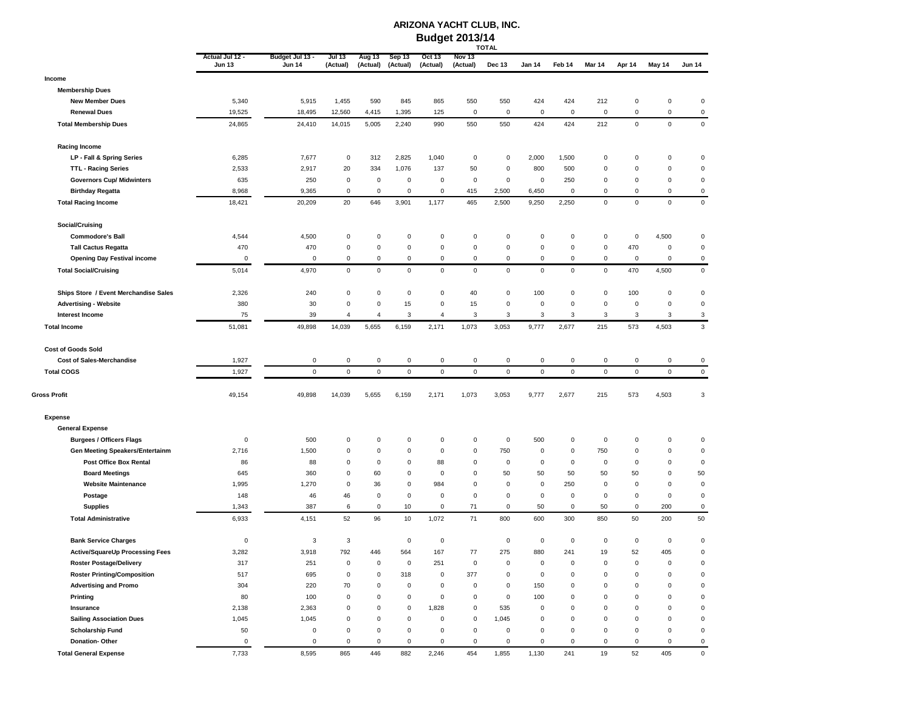# ARIZONA YACHT CLUB, INC.

## Budget 2013/14

| | Actual Jul 12 - Jun 13 | Budget Jul 13 - Jun 14 | Jul 13 (Actual) | Aug 13 (Actual) | Sep 13 (Actual) | Oct 13 (Actual) | Nov 13 (Actual) | Dec 13 | Jan 14 | Feb 14 | Mar 14 | Apr 14 | May 14 | Jun 14 |
|---|---|---|---|---|---|---|---|---|---|---|---|---|---|---|
| | | | | | | | | TOTAL | | | | | | |
| **Income** | | | | | | | | | | | | | | |
| **Membership Dues** | | | | | | | | | | | | | | |
| **New Member Dues** | 5,340 | 5,915 | 1,455 | 590 | 845 | 865 | 550 | 550 | 424 | 424 | 212 | 0 | 0 | 0 |
| **Renewal Dues** | 19,525 | 18,495 | 12,560 | 4,415 | 1,395 | 125 | 0 | 0 | 0 | 0 | 0 | 0 | 0 | 0 |
| **Total Membership Dues** | 24,865 | 24,410 | 14,015 | 5,005 | 2,240 | 990 | 550 | 550 | 424 | 424 | 212 | 0 | 0 | 0 |
| **Racing Income** | | | | | | | | | | | | | | |
| **LP - Fall & Spring Series** | 6,285 | 7,677 | 0 | 312 | 2,825 | 1,040 | 0 | 0 | 2,000 | 1,500 | 0 | 0 | 0 | 0 |
| **TTL - Racing Series** | 2,533 | 2,917 | 20 | 334 | 1,076 | 137 | 50 | 0 | 800 | 500 | 0 | 0 | 0 | 0 |
| **Governors Cup/ Midwinters** | 635 | 250 | 0 | 0 | 0 | 0 | 0 | 0 | 0 | 250 | 0 | 0 | 0 | 0 |
| **Birthday Regatta** | 8,968 | 9,365 | 0 | 0 | 0 | 0 | 415 | 2,500 | 6,450 | 0 | 0 | 0 | 0 | 0 |
| **Total Racing Income** | 18,421 | 20,209 | 20 | 646 | 3,901 | 1,177 | 465 | 2,500 | 9,250 | 2,250 | 0 | 0 | 0 | 0 |
| **Social/Cruising** | | | | | | | | | | | | | | |
| **Commodore's Ball** | 4,544 | 4,500 | 0 | 0 | 0 | 0 | 0 | 0 | 0 | 0 | 0 | 0 | 4,500 | 0 |
| **Tall Cactus Regatta** | 470 | 470 | 0 | 0 | 0 | 0 | 0 | 0 | 0 | 0 | 0 | 470 | 0 | 0 |
| **Opening Day Festival income** | 0 | 0 | 0 | 0 | 0 | 0 | 0 | 0 | 0 | 0 | 0 | 0 | 0 | 0 |
| **Total Social/Cruising** | 5,014 | 4,970 | 0 | 0 | 0 | 0 | 0 | 0 | 0 | 0 | 0 | 470 | 4,500 | 0 |
| **Ships Store / Event Merchandise Sales** | 2,326 | 240 | 0 | 0 | 0 | 0 | 40 | 0 | 100 | 0 | 0 | 100 | 0 | 0 |
| **Advertising - Website** | 380 | 30 | 0 | 0 | 15 | 0 | 15 | 0 | 0 | 0 | 0 | 0 | 0 | 0 |
| **Interest Income** | 75 | 39 | 4 | 4 | 3 | 4 | 3 | 3 | 3 | 3 | 3 | 3 | 3 | 3 |
| **Total Income** | 51,081 | 49,898 | 14,039 | 5,655 | 6,159 | 2,171 | 1,073 | 3,053 | 9,777 | 2,677 | 215 | 573 | 4,503 | 3 |
| **Cost of Goods Sold** | | | | | | | | | | | | | | |
| **Cost of Sales-Merchandise** | 1,927 | 0 | 0 | 0 | 0 | 0 | 0 | 0 | 0 | 0 | 0 | 0 | 0 | 0 |
| **Total COGS** | 1,927 | 0 | 0 | 0 | 0 | 0 | 0 | 0 | 0 | 0 | 0 | 0 | 0 | 0 |
| **Gross Profit** | 49,154 | 49,898 | 14,039 | 5,655 | 6,159 | 2,171 | 1,073 | 3,053 | 9,777 | 2,677 | 215 | 573 | 4,503 | 3 |
| **Expense** | | | | | | | | | | | | | | |
| **General Expense** | | | | | | | | | | | | | | |
| **Burgees / Officers Flags** | 0 | 500 | 0 | 0 | 0 | 0 | 0 | 0 | 500 | 0 | 0 | 0 | 0 | 0 |
| **Gen Meeting Speakers/Entertainm** | 2,716 | 1,500 | 0 | 0 | 0 | 0 | 0 | 750 | 0 | 0 | 750 | 0 | 0 | 0 |
| **Post Office Box Rental** | 86 | 88 | 0 | 0 | 0 | 88 | 0 | 0 | 0 | 0 | 0 | 0 | 0 | 0 |
| **Board Meetings** | 645 | 360 | 0 | 60 | 0 | 0 | 0 | 50 | 50 | 50 | 50 | 50 | 0 | 50 |
| **Website Maintenance** | 1,995 | 1,270 | 0 | 36 | 0 | 984 | 0 | 0 | 0 | 250 | 0 | 0 | 0 | 0 |
| **Postage** | 148 | 46 | 46 | 0 | 0 | 0 | 0 | 0 | 0 | 0 | 0 | 0 | 0 | 0 |
| **Supplies** | 1,343 | 387 | 6 | 0 | 10 | 0 | 71 | 0 | 50 | 0 | 50 | 0 | 200 | 0 |
| **Total Administrative** | 6,933 | 4,151 | 52 | 96 | 10 | 1,072 | 71 | 800 | 600 | 300 | 850 | 50 | 200 | 50 |
| **Bank Service Charges** | 0 | 3 | 3 | | 0 | 0 | | 0 | 0 | 0 | 0 | 0 | 0 | 0 |
| **Active/SquareUp Processing Fees** | 3,282 | 3,918 | 792 | 446 | 564 | 167 | 77 | 275 | 880 | 241 | 19 | 52 | 405 | 0 |
| **Roster Postage/Delivery** | 317 | 251 | 0 | 0 | 0 | 251 | 0 | 0 | 0 | 0 | 0 | 0 | 0 | 0 |
| **Roster Printing/Composition** | 517 | 695 | 0 | 0 | 318 | 0 | 377 | 0 | 0 | 0 | 0 | 0 | 0 | 0 |
| **Advertising and Promo** | 304 | 220 | 70 | 0 | 0 | 0 | 0 | 0 | 150 | 0 | 0 | 0 | 0 | 0 |
| **Printing** | 80 | 100 | 0 | 0 | 0 | 0 | 0 | 0 | 100 | 0 | 0 | 0 | 0 | 0 |
| **Insurance** | 2,138 | 2,363 | 0 | 0 | 0 | 1,828 | 0 | 535 | 0 | 0 | 0 | 0 | 0 | 0 |
| **Sailing Association Dues** | 1,045 | 1,045 | 0 | 0 | 0 | 0 | 0 | 1,045 | 0 | 0 | 0 | 0 | 0 | 0 |
| **Scholarship Fund** | 50 | 0 | 0 | 0 | 0 | 0 | 0 | 0 | 0 | 0 | 0 | 0 | 0 | 0 |
| **Donation- Other** | 0 | 0 | 0 | 0 | 0 | 0 | 0 | 0 | 0 | 0 | 0 | 0 | 0 | 0 |
| **Total General Expense** | 7,733 | 8,595 | 865 | 446 | 882 | 2,246 | 454 | 1,855 | 1,130 | 241 | 19 | 52 | 405 | 0 |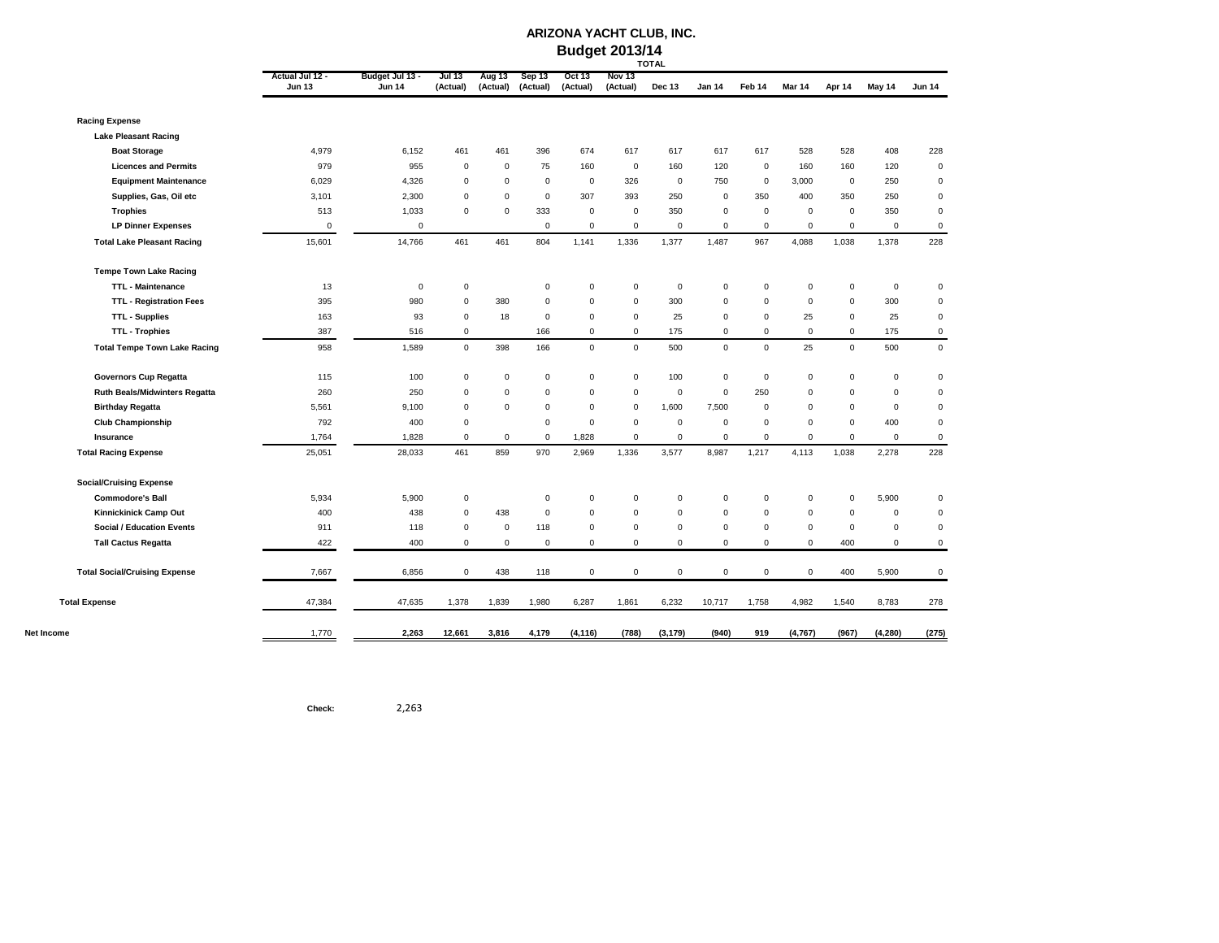# ARIZONA YACHT CLUB, INC.

## Budget 2013/14

TOTAL

| | Actual Jul 12 - Jun 13 | Budget Jul 13 - Jun 14 | Jul 13 (Actual) | Aug 13 (Actual) | Sep 13 (Actual) | Oct 13 (Actual) | Nov 13 (Actual) | Dec 13 | Jan 14 | Feb 14 | Mar 14 | Apr 14 | May 14 | Jun 14 |
|---|---|---|---|---|---|---|---|---|---|---|---|---|---|---|
| **Racing Expense** | | | | | | | | | | | | | | |
| **Lake Pleasant Racing** | | | | | | | | | | | | | | |
| **Boat Storage** | 4,979 | 6,152 | 461 | 461 | 396 | 674 | 617 | 617 | 617 | 617 | 528 | 528 | 408 | 228 |
| **Licences and Permits** | 979 | 955 | 0 | 0 | 75 | 160 | 0 | 160 | 120 | 0 | 160 | 160 | 120 | 0 |
| **Equipment Maintenance** | 6,029 | 4,326 | 0 | 0 | 0 | 0 | 326 | 0 | 750 | 0 | 3,000 | 0 | 250 | 0 |
| **Supplies, Gas, Oil etc** | 3,101 | 2,300 | 0 | 0 | 0 | 307 | 393 | 250 | 0 | 350 | 400 | 350 | 250 | 0 |
| **Trophies** | 513 | 1,033 | 0 | 0 | 333 | 0 | 0 | 350 | 0 | 0 | 0 | 0 | 350 | 0 |
| **LP Dinner Expenses** | 0 | 0 | | | 0 | 0 | 0 | 0 | 0 | 0 | 0 | 0 | 0 | 0 |
| **Total Lake Pleasant Racing** | 15,601 | 14,766 | 461 | 461 | 804 | 1,141 | 1,336 | 1,377 | 1,487 | 967 | 4,088 | 1,038 | 1,378 | 228 |
| **Tempe Town Lake Racing** | | | | | | | | | | | | | | |
| **TTL - Maintenance** | 13 | 0 | 0 | | 0 | 0 | 0 | 0 | 0 | 0 | 0 | 0 | 0 | 0 |
| **TTL - Registration Fees** | 395 | 980 | 0 | 380 | 0 | 0 | 0 | 300 | 0 | 0 | 0 | 0 | 300 | 0 |
| **TTL - Supplies** | 163 | 93 | 0 | 18 | 0 | 0 | 0 | 25 | 0 | 0 | 25 | 0 | 25 | 0 |
| **TTL - Trophies** | 387 | 516 | 0 | | 166 | 0 | 0 | 175 | 0 | 0 | 0 | 0 | 175 | 0 |
| **Total Tempe Town Lake Racing** | 958 | 1,589 | 0 | 398 | 166 | 0 | 0 | 500 | 0 | 0 | 25 | 0 | 500 | 0 |
| **Governors Cup Regatta** | 115 | 100 | 0 | 0 | 0 | 0 | 0 | 100 | 0 | 0 | 0 | 0 | 0 | 0 |
| **Ruth Beals/Midwinters Regatta** | 260 | 250 | 0 | 0 | 0 | 0 | 0 | 0 | 0 | 250 | 0 | 0 | 0 | 0 |
| **Birthday Regatta** | 5,561 | 9,100 | 0 | 0 | 0 | 0 | 0 | 1,600 | 7,500 | 0 | 0 | 0 | 0 | 0 |
| **Club Championship** | 792 | 400 | 0 | | 0 | 0 | 0 | 0 | 0 | 0 | 0 | 0 | 400 | 0 |
| **Insurance** | 1,764 | 1,828 | 0 | 0 | 0 | 1,828 | 0 | 0 | 0 | 0 | 0 | 0 | 0 | 0 |
| **Total Racing Expense** | 25,051 | 28,033 | 461 | 859 | 970 | 2,969 | 1,336 | 3,577 | 8,987 | 1,217 | 4,113 | 1,038 | 2,278 | 228 |
| **Social/Cruising Expense** | | | | | | | | | | | | | | |
| **Commodore's Ball** | 5,934 | 5,900 | 0 | | 0 | 0 | 0 | 0 | 0 | 0 | 0 | 0 | 5,900 | 0 |
| **Kinnickinick Camp Out** | 400 | 438 | 0 | 438 | 0 | 0 | 0 | 0 | 0 | 0 | 0 | 0 | 0 | 0 |
| **Social / Education Events** | 911 | 118 | 0 | 0 | 118 | 0 | 0 | 0 | 0 | 0 | 0 | 0 | 0 | 0 |
| **Tall Cactus Regatta** | 422 | 400 | 0 | 0 | 0 | 0 | 0 | 0 | 0 | 0 | 0 | 400 | 0 | 0 |
| **Total Social/Cruising Expense** | 7,667 | 6,856 | 0 | 438 | 118 | 0 | 0 | 0 | 0 | 0 | 0 | 400 | 5,900 | 0 |
| **Total Expense** | 47,384 | 47,635 | 1,378 | 1,839 | 1,980 | 6,287 | 1,861 | 6,232 | 10,717 | 1,758 | 4,982 | 1,540 | 8,783 | 278 |
| **Net Income** | 1,770 | **2,263** | **12,661** | **3,816** | **4,179** | **(4,116)** | **(788)** | **(3,179)** | **(940)** | **919** | **(4,767)** | **(967)** | **(4,280)** | **(275)** |

**Check:** 2,263